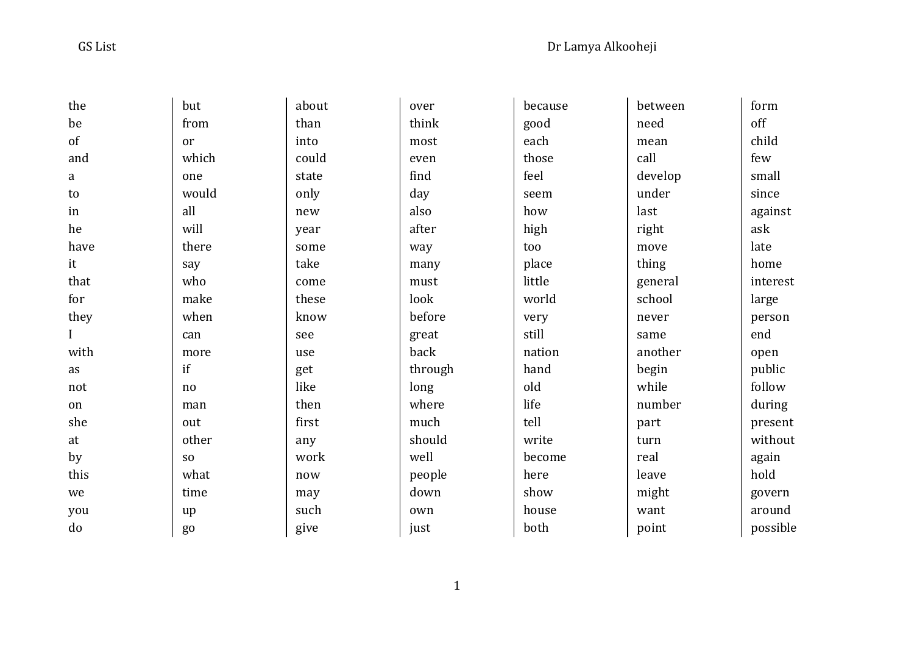the
be
of
and
a
to
in
he
have
it
that
for
they
I
with
as
not
on
she
at
by
this
we
you
do

but
from
or
which
one
would
all
will
there
say
who
make
when
can
more
if
no
man
out
other
so
what
time
up
go

about
than
into
could
state
only
new
year
some
take
come
these
know
see
use
get
like
then
first
any
work
now
may
such
give

over
think
most
even
find
day
also
after
way
many
must
look
before
great
back
through
long
where
much
should
well
people
down
own
just

because
good
each
those
feel
seem
how
high
too
place
little
world
very
still
nation
hand
old
life
tell
write
become
here
show
house
both

between
need
mean
call
develop
under
last
right
move
thing
general
school
never
same
another
begin
while
number
part
turn
real
leave
might
want
point

form
off
child
few
small
since
against
ask
late
home
interest
large
person
end
open
public
follow
during
present
without
again
hold
govern
around
possible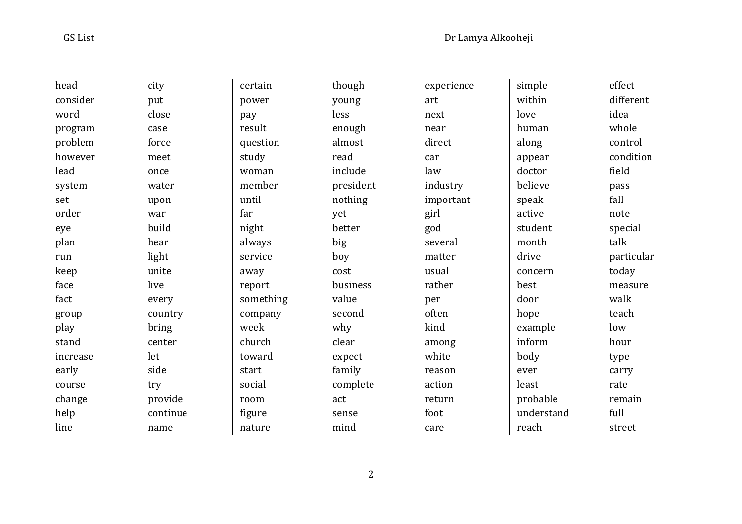| | | | | | | |
|---|---|---|---|---|---|---|
| head | city | certain | though | experience | simple | effect |
| consider | put | power | young | art | within | different |
| word | close | pay | less | next | love | idea |
| program | case | result | enough | near | human | whole |
| problem | force | question | almost | direct | along | control |
| however | meet | study | read | car | appear | condition |
| lead | once | woman | include | law | doctor | field |
| system | water | member | president | industry | believe | pass |
| set | upon | until | nothing | important | speak | fall |
| order | war | far | yet | girl | active | note |
| eye | build | night | better | god | student | special |
| plan | hear | always | big | several | month | talk |
| run | light | service | boy | matter | drive | particular |
| keep | unite | away | cost | usual | concern | today |
| face | live | report | business | rather | best | measure |
| fact | every | something | value | per | door | walk |
| group | country | company | second | often | hope | teach |
| play | bring | week | why | kind | example | low |
| stand | center | church | clear | among | inform | hour |
| increase | let | toward | expect | white | body | type |
| early | side | start | family | reason | ever | carry |
| course | try | social | complete | action | least | rate |
| change | provide | room | act | return | probable | remain |
| help | continue | figure | sense | foot | understand | full |
| line | name | nature | mind | care | reach | street |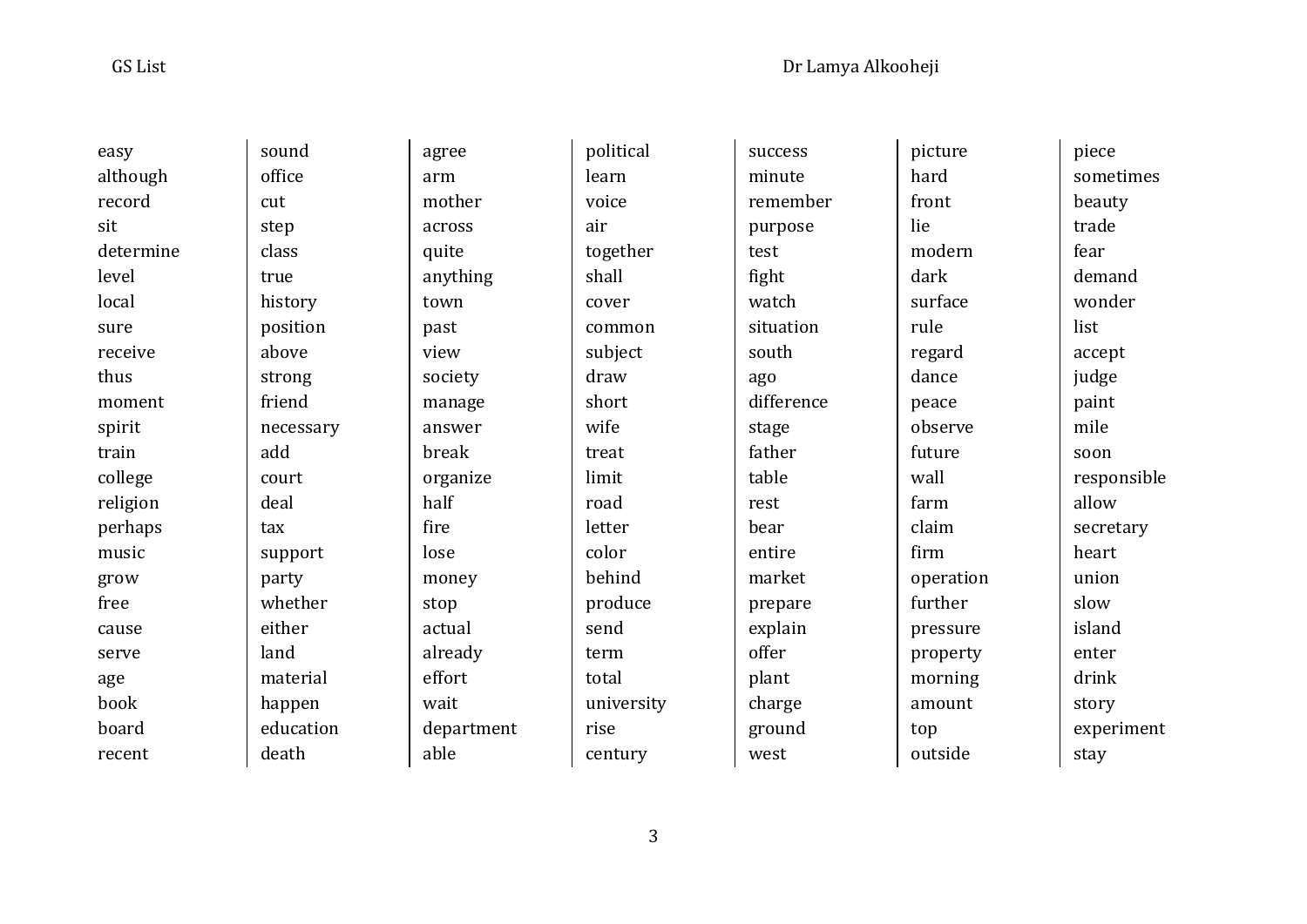| | | | | | | |
|---|---|---|---|---|---|---|
| easy | sound | agree | political | success | picture | piece |
| although | office | arm | learn | minute | hard | sometimes |
| record | cut | mother | voice | remember | front | beauty |
| sit | step | across | air | purpose | lie | trade |
| determine | class | quite | together | test | modern | fear |
| level | true | anything | shall | fight | dark | demand |
| local | history | town | cover | watch | surface | wonder |
| sure | position | past | common | situation | rule | list |
| receive | above | view | subject | south | regard | accept |
| thus | strong | society | draw | ago | dance | judge |
| moment | friend | manage | short | difference | peace | paint |
| spirit | necessary | answer | wife | stage | observe | mile |
| train | add | break | treat | father | future | soon |
| college | court | organize | limit | table | wall | responsible |
| religion | deal | half | road | rest | farm | allow |
| perhaps | tax | fire | letter | bear | claim | secretary |
| music | support | lose | color | entire | firm | heart |
| grow | party | money | behind | market | operation | union |
| free | whether | stop | produce | prepare | further | slow |
| cause | either | actual | send | explain | pressure | island |
| serve | land | already | term | offer | property | enter |
| age | material | effort | total | plant | morning | drink |
| book | happen | wait | university | charge | amount | story |
| board | education | department | rise | ground | top | experiment |
| recent | death | able | century | west | outside | stay |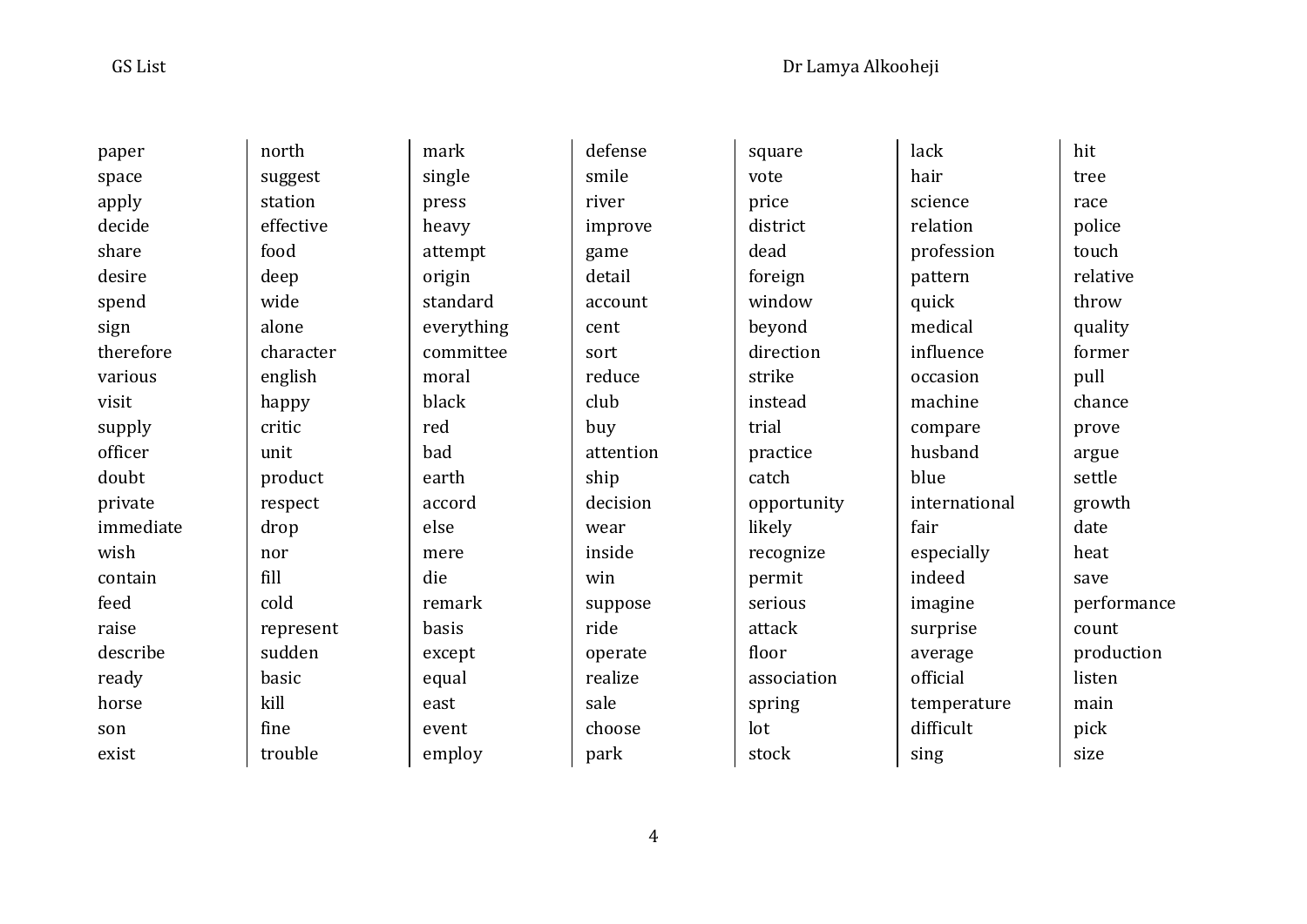| | | | | | | |
|---|---|---|---|---|---|---|
| paper | north | mark | defense | square | lack | hit |
| space | suggest | single | smile | vote | hair | tree |
| apply | station | press | river | price | science | race |
| decide | effective | heavy | improve | district | relation | police |
| share | food | attempt | game | dead | profession | touch |
| desire | deep | origin | detail | foreign | pattern | relative |
| spend | wide | standard | account | window | quick | throw |
| sign | alone | everything | cent | beyond | medical | quality |
| therefore | character | committee | sort | direction | influence | former |
| various | english | moral | reduce | strike | occasion | pull |
| visit | happy | black | club | instead | machine | chance |
| supply | critic | red | buy | trial | compare | prove |
| officer | unit | bad | attention | practice | husband | argue |
| doubt | product | earth | ship | catch | blue | settle |
| private | respect | accord | decision | opportunity | international | growth |
| immediate | drop | else | wear | likely | fair | date |
| wish | nor | mere | inside | recognize | especially | heat |
| contain | fill | die | win | permit | indeed | save |
| feed | cold | remark | suppose | serious | imagine | performance |
| raise | represent | basis | ride | attack | surprise | count |
| describe | sudden | except | operate | floor | average | production |
| ready | basic | equal | realize | association | official | listen |
| horse | kill | east | sale | spring | temperature | main |
| son | fine | event | choose | lot | difficult | pick |
| exist | trouble | employ | park | stock | sing | size |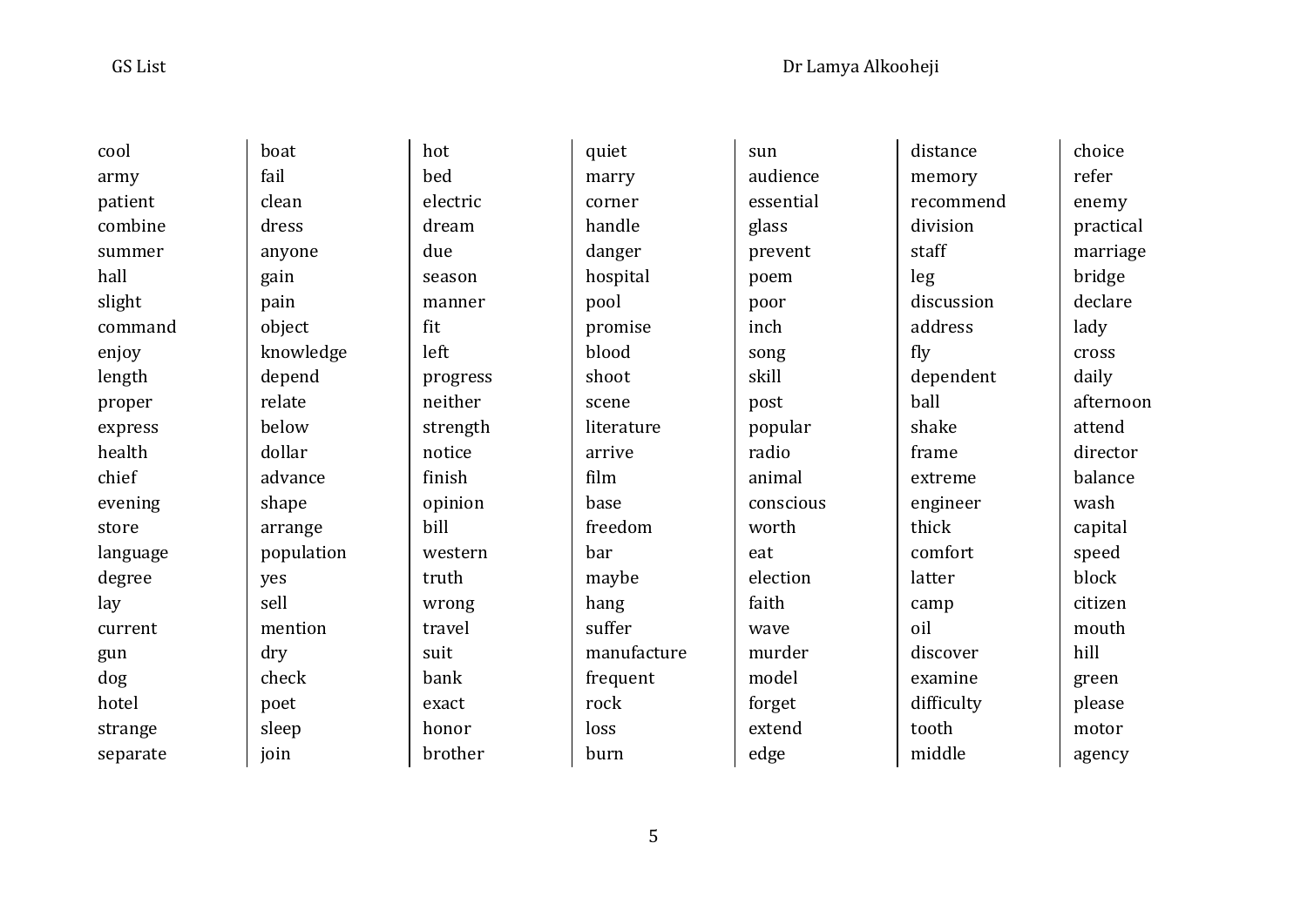| | | | | | | |
|---|---|---|---|---|---|---|
| cool | boat | hot | quiet | sun | distance | choice |
| army | fail | bed | marry | audience | memory | refer |
| patient | clean | electric | corner | essential | recommend | enemy |
| combine | dress | dream | handle | glass | division | practical |
| summer | anyone | due | danger | prevent | staff | marriage |
| hall | gain | season | hospital | poem | leg | bridge |
| slight | pain | manner | pool | poor | discussion | declare |
| command | object | fit | promise | inch | address | lady |
| enjoy | knowledge | left | blood | song | fly | cross |
| length | depend | progress | shoot | skill | dependent | daily |
| proper | relate | neither | scene | post | ball | afternoon |
| express | below | strength | literature | popular | shake | attend |
| health | dollar | notice | arrive | radio | frame | director |
| chief | advance | finish | film | animal | extreme | balance |
| evening | shape | opinion | base | conscious | engineer | wash |
| store | arrange | bill | freedom | worth | thick | capital |
| language | population | western | bar | eat | comfort | speed |
| degree | yes | truth | maybe | election | latter | block |
| lay | sell | wrong | hang | faith | camp | citizen |
| current | mention | travel | suffer | wave | oil | mouth |
| gun | dry | suit | manufacture | murder | discover | hill |
| dog | check | bank | frequent | model | examine | green |
| hotel | poet | exact | rock | forget | difficulty | please |
| strange | sleep | honor | loss | extend | tooth | motor |
| separate | join | brother | burn | edge | middle | agency |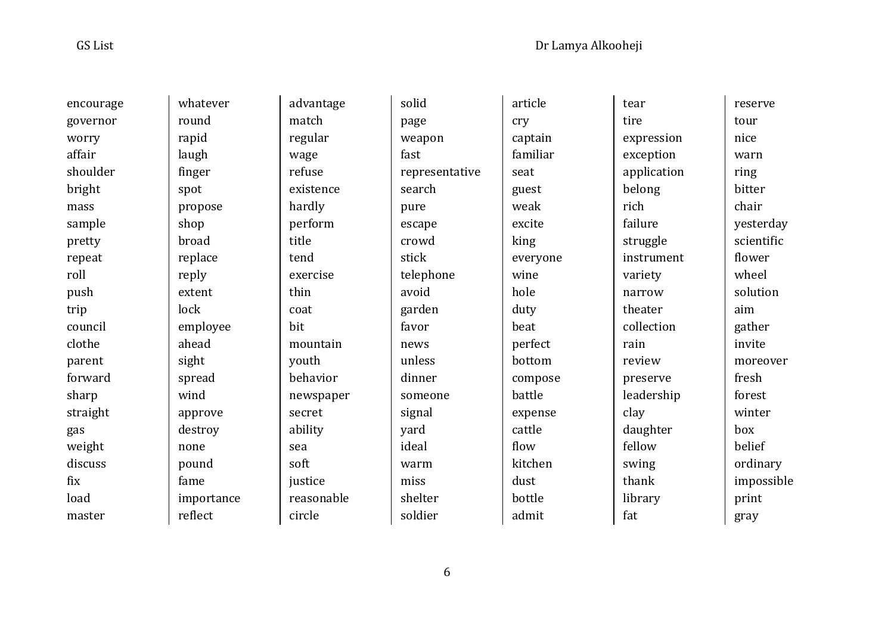encourage
governor
worry
affair
shoulder
bright
mass
sample
pretty
repeat
roll
push
trip
council
clothe
parent
forward
sharp
straight
gas
weight
discuss
fix
load
master

whatever
round
rapid
laugh
finger
spot
propose
shop
broad
replace
reply
extent
lock
employee
ahead
sight
spread
wind
approve
destroy
none
pound
fame
importance
reflect

advantage
match
regular
wage
refuse
existence
hardly
perform
title
tend
exercise
thin
coat
bit
mountain
youth
behavior
newspaper
secret
ability
sea
soft
justice
reasonable
circle

solid
page
weapon
fast
representative
search
pure
escape
crowd
stick
telephone
avoid
garden
favor
news
unless
dinner
someone
signal
yard
ideal
warm
miss
shelter
soldier

article
cry
captain
familiar
seat
guest
weak
excite
king
everyone
wine
hole
duty
beat
perfect
bottom
compose
battle
expense
cattle
flow
kitchen
dust
bottle
admit

tear
tire
expression
exception
application
belong
rich
failure
struggle
instrument
variety
narrow
theater
collection
rain
review
preserve
leadership
clay
daughter
fellow
swing
thank
library
fat

reserve
tour
nice
warn
ring
bitter
chair
yesterday
scientific
flower
wheel
solution
aim
gather
invite
moreover
fresh
forest
winter
box
belief
ordinary
impossible
print
gray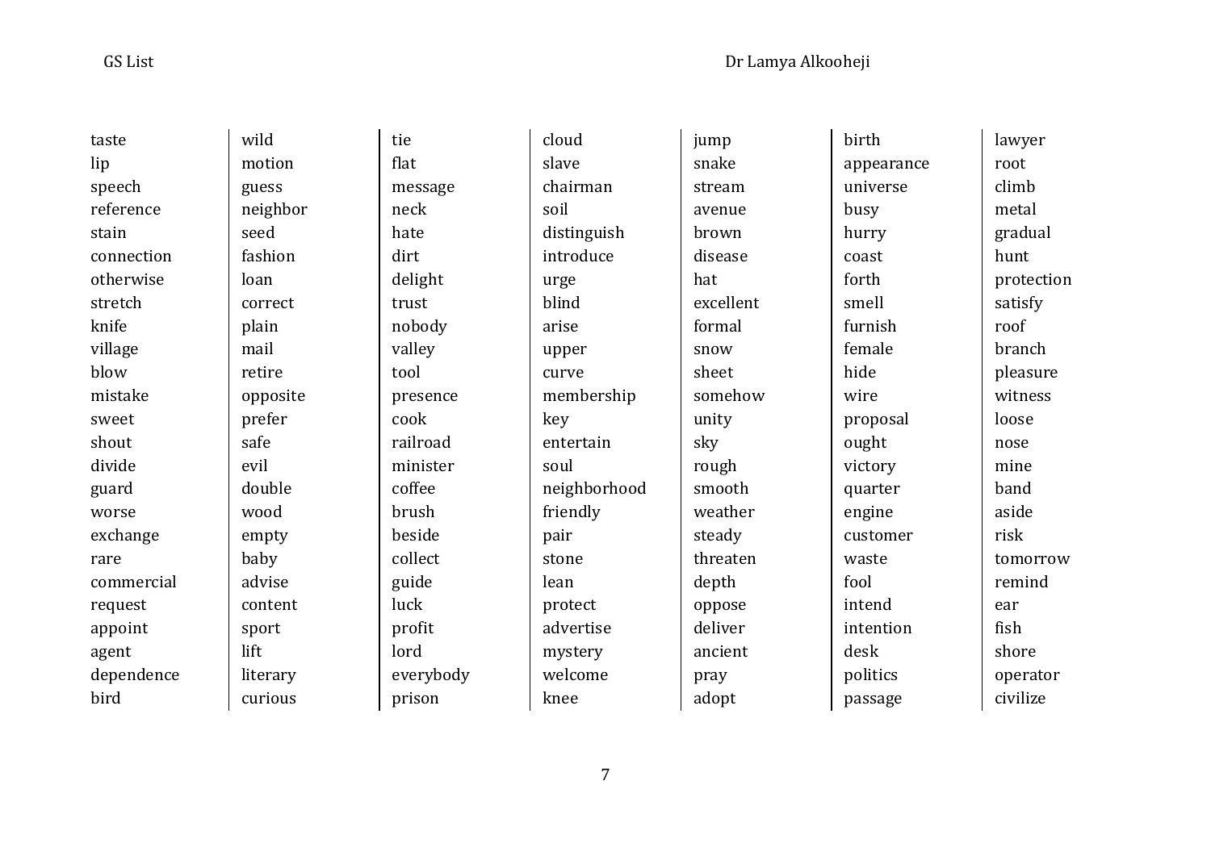| | | | | | | |
|---|---|---|---|---|---|---|
| taste | wild | tie | cloud | jump | birth | lawyer |
| lip | motion | flat | slave | snake | appearance | root |
| speech | guess | message | chairman | stream | universe | climb |
| reference | neighbor | neck | soil | avenue | busy | metal |
| stain | seed | hate | distinguish | brown | hurry | gradual |
| connection | fashion | dirt | introduce | disease | coast | hunt |
| otherwise | loan | delight | urge | hat | forth | protection |
| stretch | correct | trust | blind | excellent | smell | satisfy |
| knife | plain | nobody | arise | formal | furnish | roof |
| village | mail | valley | upper | snow | female | branch |
| blow | retire | tool | curve | sheet | hide | pleasure |
| mistake | opposite | presence | membership | somehow | wire | witness |
| sweet | prefer | cook | key | unity | proposal | loose |
| shout | safe | railroad | entertain | sky | ought | nose |
| divide | evil | minister | soul | rough | victory | mine |
| guard | double | coffee | neighborhood | smooth | quarter | band |
| worse | wood | brush | friendly | weather | engine | aside |
| exchange | empty | beside | pair | steady | customer | risk |
| rare | baby | collect | stone | threaten | waste | tomorrow |
| commercial | advise | guide | lean | depth | fool | remind |
| request | content | luck | protect | oppose | intend | ear |
| appoint | sport | profit | advertise | deliver | intention | fish |
| agent | lift | lord | mystery | ancient | desk | shore |
| dependence | literary | everybody | welcome | pray | politics | operator |
| bird | curious | prison | knee | adopt | passage | civilize |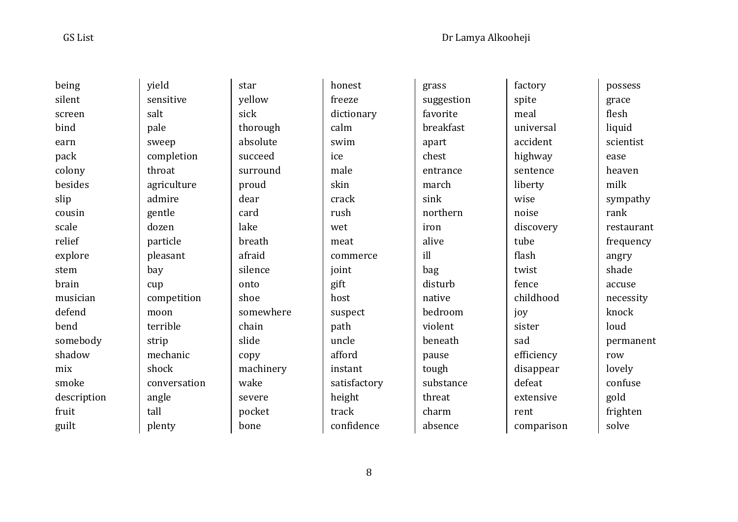| | | | | | | |
|---|---|---|---|---|---|---|
| being | yield | star | honest | grass | factory | possess |
| silent | sensitive | yellow | freeze | suggestion | spite | grace |
| screen | salt | sick | dictionary | favorite | meal | flesh |
| bind | pale | thorough | calm | breakfast | universal | liquid |
| earn | sweep | absolute | swim | apart | accident | scientist |
| pack | completion | succeed | ice | chest | highway | ease |
| colony | throat | surround | male | entrance | sentence | heaven |
| besides | agriculture | proud | skin | march | liberty | milk |
| slip | admire | dear | crack | sink | wise | sympathy |
| cousin | gentle | card | rush | northern | noise | rank |
| scale | dozen | lake | wet | iron | discovery | restaurant |
| relief | particle | breath | meat | alive | tube | frequency |
| explore | pleasant | afraid | commerce | ill | flash | angry |
| stem | bay | silence | joint | bag | twist | shade |
| brain | cup | onto | gift | disturb | fence | accuse |
| musician | competition | shoe | host | native | childhood | necessity |
| defend | moon | somewhere | suspect | bedroom | joy | knock |
| bend | terrible | chain | path | violent | sister | loud |
| somebody | strip | slide | uncle | beneath | sad | permanent |
| shadow | mechanic | copy | afford | pause | efficiency | row |
| mix | shock | machinery | instant | tough | disappear | lovely |
| smoke | conversation | wake | satisfactory | substance | defeat | confuse |
| description | angle | severe | height | threat | extensive | gold |
| fruit | tall | pocket | track | charm | rent | frighten |
| guilt | plenty | bone | confidence | absence | comparison | solve |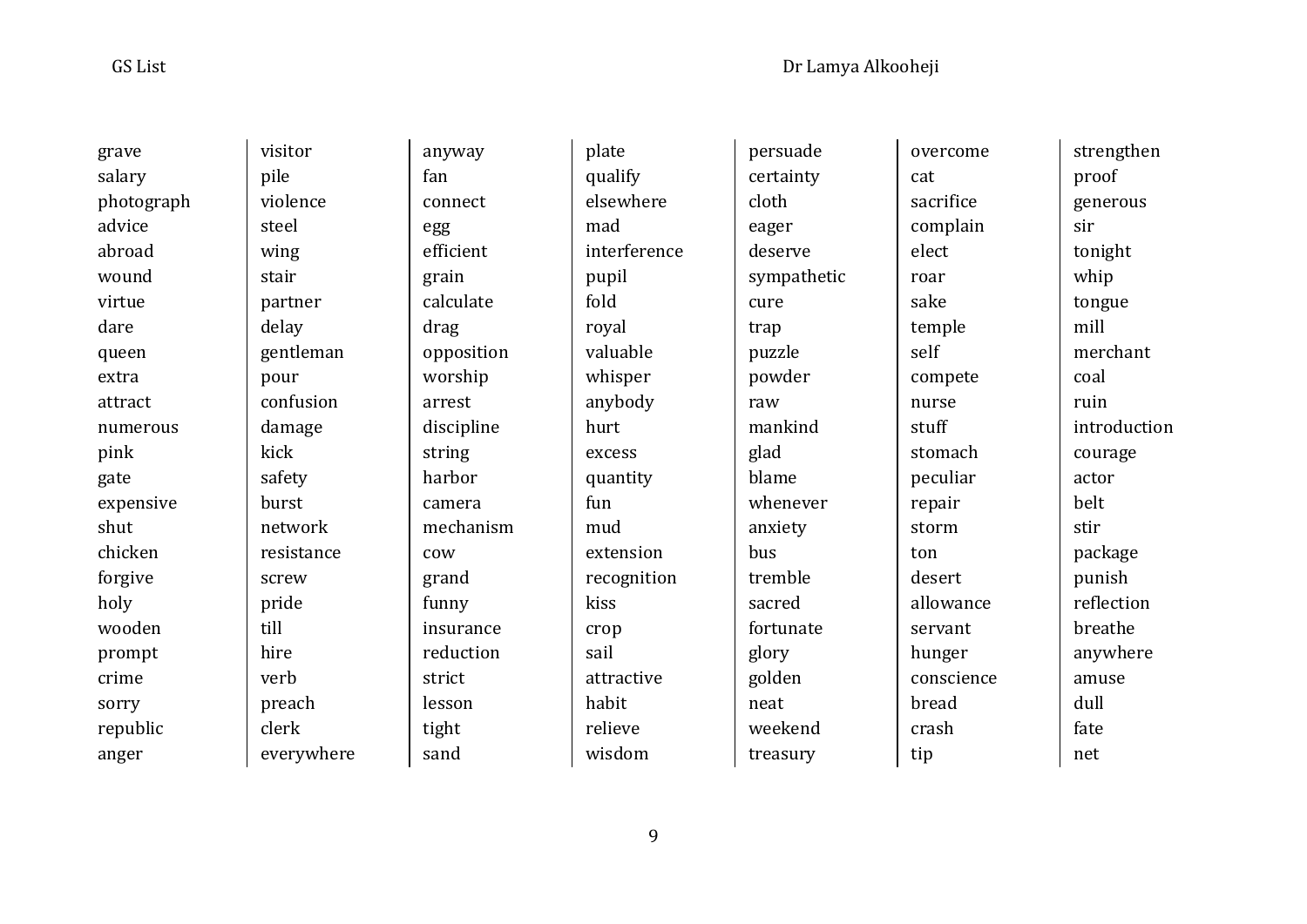grave
salary
photograph
advice
abroad
wound
virtue
dare
queen
extra
attract
numerous
pink
gate
expensive
shut
chicken
forgive
holy
wooden
prompt
crime
sorry
republic
anger

visitor
pile
violence
steel
wing
stair
partner
delay
gentleman
pour
confusion
damage
kick
safety
burst
network
resistance
screw
pride
till
hire
verb
preach
clerk
everywhere

anyway
fan
connect
egg
efficient
grain
calculate
drag
opposition
worship
arrest
discipline
string
harbor
camera
mechanism
cow
grand
funny
insurance
reduction
strict
lesson
tight
sand

plate
qualify
elsewhere
mad
interference
pupil
fold
royal
valuable
whisper
anybody
hurt
excess
quantity
fun
mud
extension
recognition
kiss
crop
sail
attractive
habit
relieve
wisdom

persuade
certainty
cloth
eager
deserve
sympathetic
cure
trap
puzzle
powder
raw
mankind
glad
blame
whenever
anxiety
bus
tremble
sacred
fortunate
glory
golden
neat
weekend
treasury

overcome
cat
sacrifice
complain
elect
roar
sake
temple
self
compete
nurse
stuff
stomach
peculiar
repair
storm
ton
desert
allowance
servant
hunger
conscience
bread
crash
tip

strengthen
proof
generous
sir
tonight
whip
tongue
mill
merchant
coal
ruin
introduction
courage
actor
belt
stir
package
punish
reflection
breathe
anywhere
amuse
dull
fate
net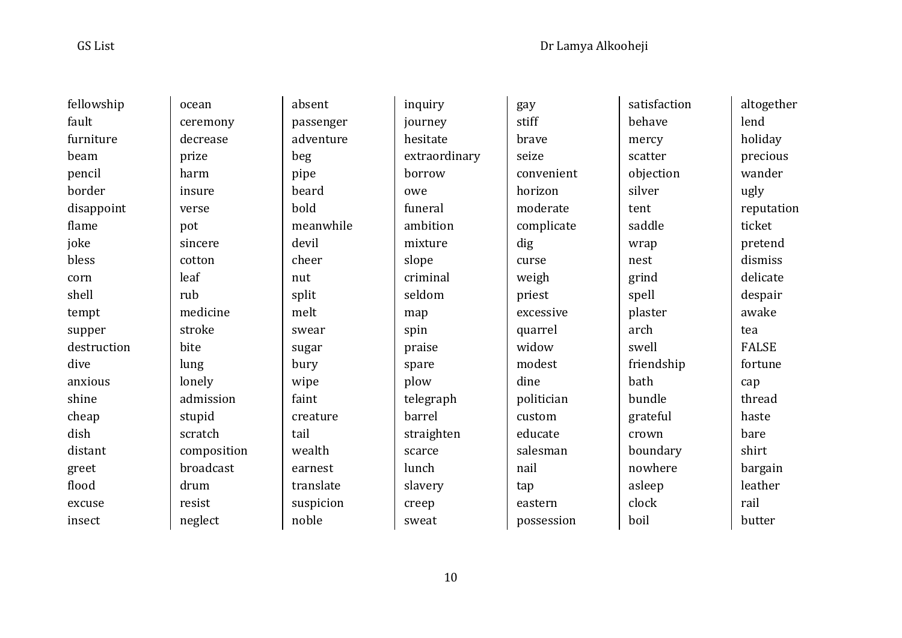| | | | | | | |
|---|---|---|---|---|---|---|
| fellowship | ocean | absent | inquiry | gay | satisfaction | altogether |
| fault | ceremony | passenger | journey | stiff | behave | lend |
| furniture | decrease | adventure | hesitate | brave | mercy | holiday |
| beam | prize | beg | extraordinary | seize | scatter | precious |
| pencil | harm | pipe | borrow | convenient | objection | wander |
| border | insure | beard | owe | horizon | silver | ugly |
| disappoint | verse | bold | funeral | moderate | tent | reputation |
| flame | pot | meanwhile | ambition | complicate | saddle | ticket |
| joke | sincere | devil | mixture | dig | wrap | pretend |
| bless | cotton | cheer | slope | curse | nest | dismiss |
| corn | leaf | nut | criminal | weigh | grind | delicate |
| shell | rub | split | seldom | priest | spell | despair |
| tempt | medicine | melt | map | excessive | plaster | awake |
| supper | stroke | swear | spin | quarrel | arch | tea |
| destruction | bite | sugar | praise | widow | swell | FALSE |
| dive | lung | bury | spare | modest | friendship | fortune |
| anxious | lonely | wipe | plow | dine | bath | cap |
| shine | admission | faint | telegraph | politician | bundle | thread |
| cheap | stupid | creature | barrel | custom | grateful | haste |
| dish | scratch | tail | straighten | educate | crown | bare |
| distant | composition | wealth | scarce | salesman | boundary | shirt |
| greet | broadcast | earnest | lunch | nail | nowhere | bargain |
| flood | drum | translate | slavery | tap | asleep | leather |
| excuse | resist | suspicion | creep | eastern | clock | rail |
| insect | neglect | noble | sweat | possession | boil | butter |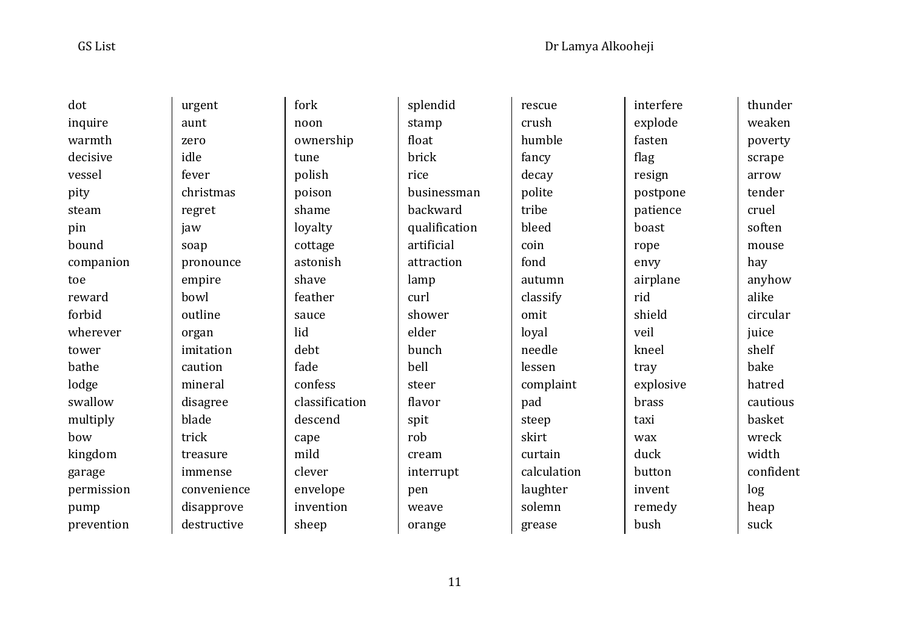| | | | | | | |
|---|---|---|---|---|---|---|
| dot | urgent | fork | splendid | rescue | interfere | thunder |
| inquire | aunt | noon | stamp | crush | explode | weaken |
| warmth | zero | ownership | float | humble | fasten | poverty |
| decisive | idle | tune | brick | fancy | flag | scrape |
| vessel | fever | polish | rice | decay | resign | arrow |
| pity | christmas | poison | businessman | polite | postpone | tender |
| steam | regret | shame | backward | tribe | patience | cruel |
| pin | jaw | loyalty | qualification | bleed | boast | soften |
| bound | soap | cottage | artificial | coin | rope | mouse |
| companion | pronounce | astonish | attraction | fond | envy | hay |
| toe | empire | shave | lamp | autumn | airplane | anyhow |
| reward | bowl | feather | curl | classify | rid | alike |
| forbid | outline | sauce | shower | omit | shield | circular |
| wherever | organ | lid | elder | loyal | veil | juice |
| tower | imitation | debt | bunch | needle | kneel | shelf |
| bathe | caution | fade | bell | lessen | tray | bake |
| lodge | mineral | confess | steer | complaint | explosive | hatred |
| swallow | disagree | classification | flavor | pad | brass | cautious |
| multiply | blade | descend | spit | steep | taxi | basket |
| bow | trick | cape | rob | skirt | wax | wreck |
| kingdom | treasure | mild | cream | curtain | duck | width |
| garage | immense | clever | interrupt | calculation | button | confident |
| permission | convenience | envelope | pen | laughter | invent | log |
| pump | disapprove | invention | weave | solemn | remedy | heap |
| prevention | destructive | sheep | orange | grease | bush | suck |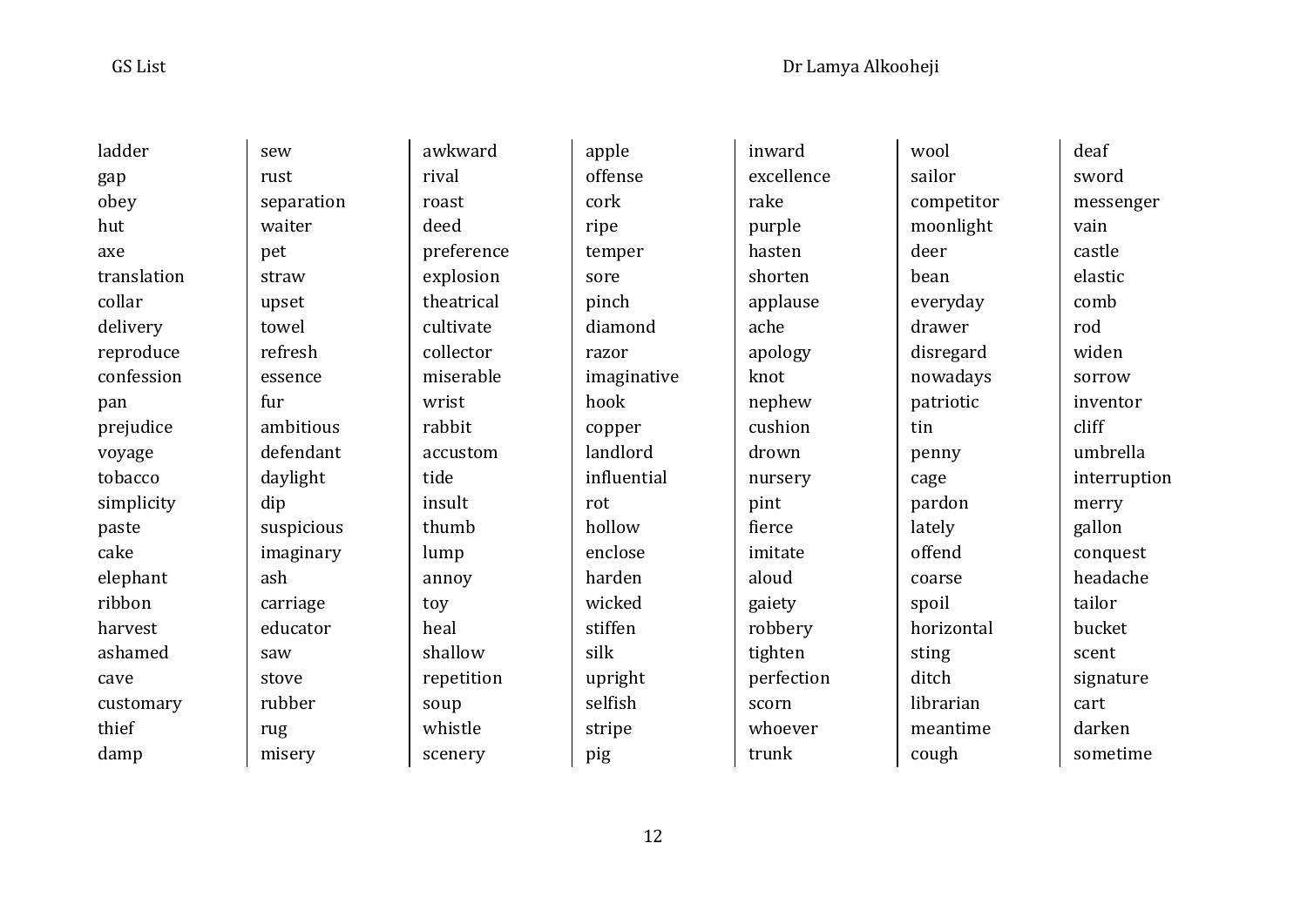| | | | | | | |
|---|---|---|---|---|---|---|
| ladder | sew | awkward | apple | inward | wool | deaf |
| gap | rust | rival | offense | excellence | sailor | sword |
| obey | separation | roast | cork | rake | competitor | messenger |
| hut | waiter | deed | ripe | purple | moonlight | vain |
| axe | pet | preference | temper | hasten | deer | castle |
| translation | straw | explosion | sore | shorten | bean | elastic |
| collar | upset | theatrical | pinch | applause | everyday | comb |
| delivery | towel | cultivate | diamond | ache | drawer | rod |
| reproduce | refresh | collector | razor | apology | disregard | widen |
| confession | essence | miserable | imaginative | knot | nowadays | sorrow |
| pan | fur | wrist | hook | nephew | patriotic | inventor |
| prejudice | ambitious | rabbit | copper | cushion | tin | cliff |
| voyage | defendant | accustom | landlord | drown | penny | umbrella |
| tobacco | daylight | tide | influential | nursery | cage | interruption |
| simplicity | dip | insult | rot | pint | pardon | merry |
| paste | suspicious | thumb | hollow | fierce | lately | gallon |
| cake | imaginary | lump | enclose | imitate | offend | conquest |
| elephant | ash | annoy | harden | aloud | coarse | headache |
| ribbon | carriage | toy | wicked | gaiety | spoil | tailor |
| harvest | educator | heal | stiffen | robbery | horizontal | bucket |
| ashamed | saw | shallow | silk | tighten | sting | scent |
| cave | stove | repetition | upright | perfection | ditch | signature |
| customary | rubber | soup | selfish | scorn | librarian | cart |
| thief | rug | whistle | stripe | whoever | meantime | darken |
| damp | misery | scenery | pig | trunk | cough | sometime |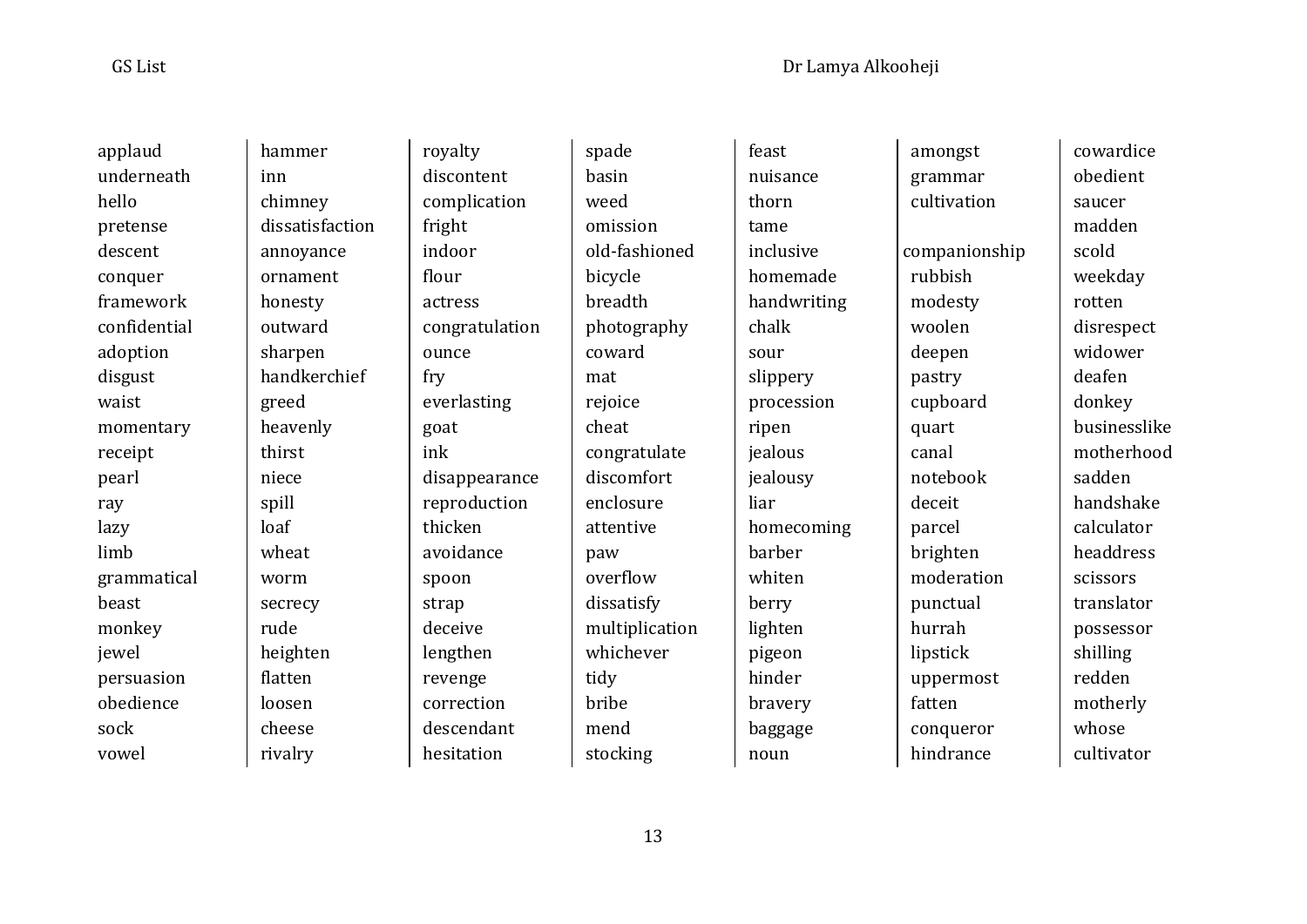applaud
underneath
hello
pretense
descent
conquer
framework
confidential
adoption
disgust
waist
momentary
receipt
pearl
ray
lazy
limb
grammatical
beast
monkey
jewel
persuasion
obedience
sock
vowel

hammer
inn
chimney
dissatisfaction
annoyance
ornament
honesty
outward
sharpen
handkerchief
greed
heavenly
thirst
niece
spill
loaf
wheat
worm
secrecy
rude
heighten
flatten
loosen
cheese
rivalry

royalty
discontent
complication
fright
indoor
flour
actress
congratulation
ounce
fry
everlasting
goat
ink
disappearance
reproduction
thicken
avoidance
spoon
strap
deceive
lengthen
revenge
correction
descendant
hesitation

spade
basin
weed
omission
old-fashioned
bicycle
breadth
photography
coward
mat
rejoice
cheat
congratulate
discomfort
enclosure
attentive
paw
overflow
dissatisfy
multiplication
whichever
tidy
bribe
mend
stocking

feast
nuisance
thorn
tame
inclusive
homemade
handwriting
chalk
sour
slippery
procession
ripen
jealous
jealousy
liar
homecoming
barber
whiten
berry
lighten
pigeon
hinder
bravery
baggage
noun

amongst
grammar
cultivation

companionship
rubbish
modesty
woolen
deepen
pastry
cupboard
quart
canal
notebook
deceit
parcel
brighten
moderation
punctual
hurrah
lipstick
uppermost
fatten
conqueror
hindrance

cowardice
obedient
saucer
madden
scold
weekday
rotten
disrespect
widower
deafen
donkey
businesslike
motherhood
sadden
handshake
calculator
headdress
scissors
translator
possessor
shilling
redden
motherly
whose
cultivator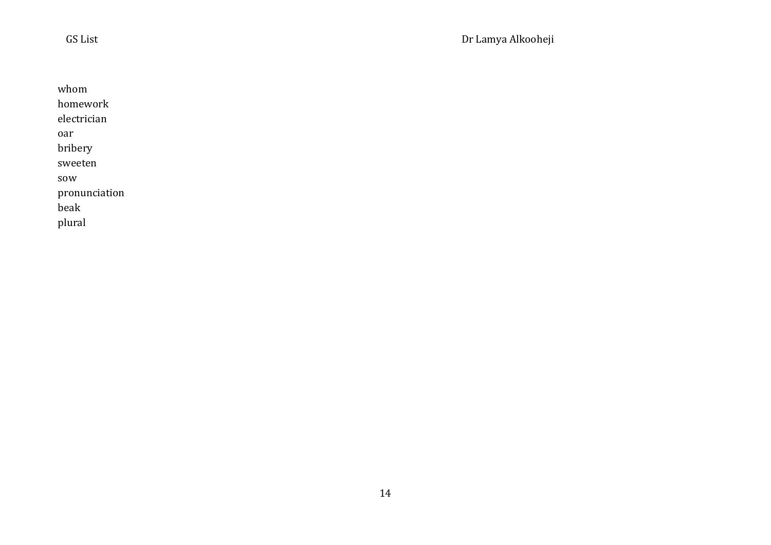whom
homework
electrician
oar
bribery
sweeten
sow
pronunciation
beak
plural